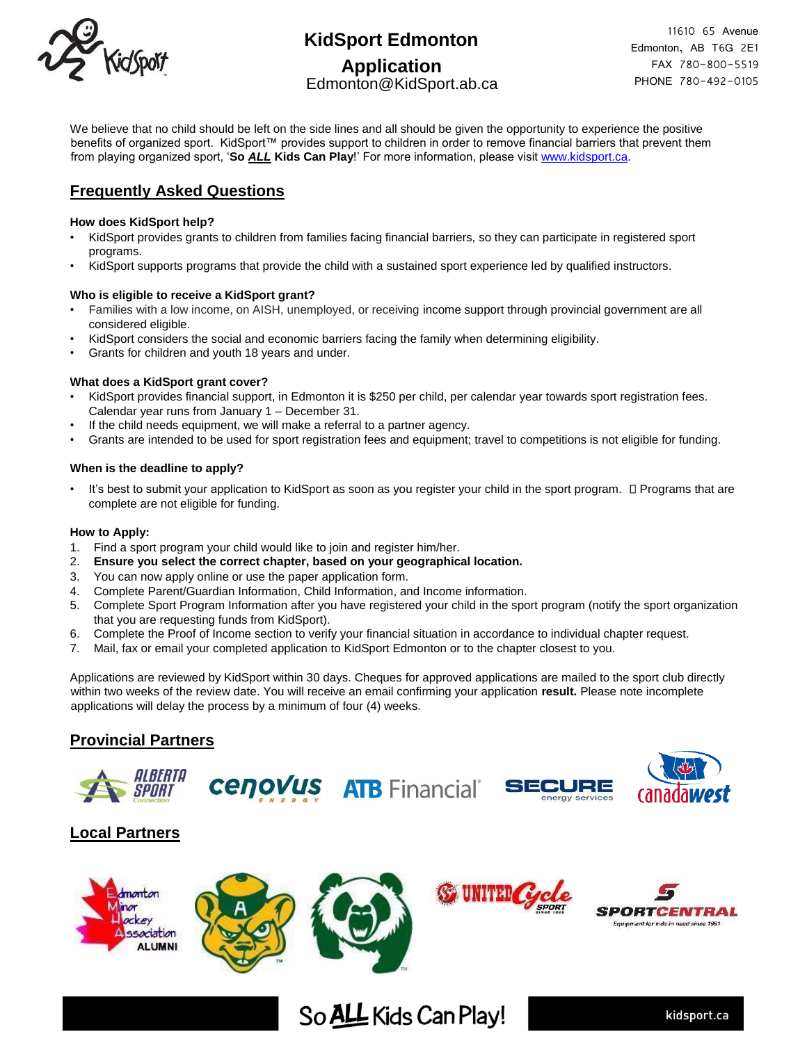# KidSport Edmonton Application

Edmonton@KidSport.ab.ca

11610 65 Avenue
Edmonton, AB T6G 2E1
FAX 780-800-5519
PHONE 780-492-0105

We believe that no child should be left on the side lines and all should be given the opportunity to experience the positive benefits of organized sport. KidSport™ provides support to children in order to remove financial barriers that prevent them from playing organized sport, '**So *ALL* Kids Can Play**!' For more information, please visit www.kidsport.ca.

## Frequently Asked Questions

**How does KidSport help?**

- KidSport provides grants to children from families facing financial barriers, so they can participate in registered sport programs.
- KidSport supports programs that provide the child with a sustained sport experience led by qualified instructors.

**Who is eligible to receive a KidSport grant?**

- Families with a low income, on AISH, unemployed, or receiving income support through provincial government are all considered eligible.
- KidSport considers the social and economic barriers facing the family when determining eligibility.
- Grants for children and youth 18 years and under.

**What does a KidSport grant cover?**

- KidSport provides financial support, in Edmonton it is $250 per child, per calendar year towards sport registration fees. Calendar year runs from January 1 – December 31.
- If the child needs equipment, we will make a referral to a partner agency.
- Grants are intended to be used for sport registration fees and equipment; travel to competitions is not eligible for funding.

**When is the deadline to apply?**

- It's best to submit your application to KidSport as soon as you register your child in the sport program.  Programs that are complete are not eligible for funding.

**How to Apply:**

1. Find a sport program your child would like to join and register him/her.
2. **Ensure you select the correct chapter, based on your geographical location.**
3. You can now apply online or use the paper application form.
4. Complete Parent/Guardian Information, Child Information, and Income information.
5. Complete Sport Program Information after you have registered your child in the sport program (notify the sport organization that you are requesting funds from KidSport).
6. Complete the Proof of Income section to verify your financial situation in accordance to individual chapter request.
7. Mail, fax or email your completed application to KidSport Edmonton or to the chapter closest to you.

Applications are reviewed by KidSport within 30 days. Cheques for approved applications are mailed to the sport club directly within two weeks of the review date. You will receive an email confirming your application **result.** Please note incomplete applications will delay the process by a minimum of four (4) weeks.

## Provincial Partners

Alberta Sport Connection, Cenovus Energy, ATB Financial, Secure Energy Services, Canada West

## Local Partners

Edmonton Minor Hockey Association Alumni, United Cycle Sport, Sport Central – Equipment for kids in need since 1991

So ALL Kids Can Play! kidsport.ca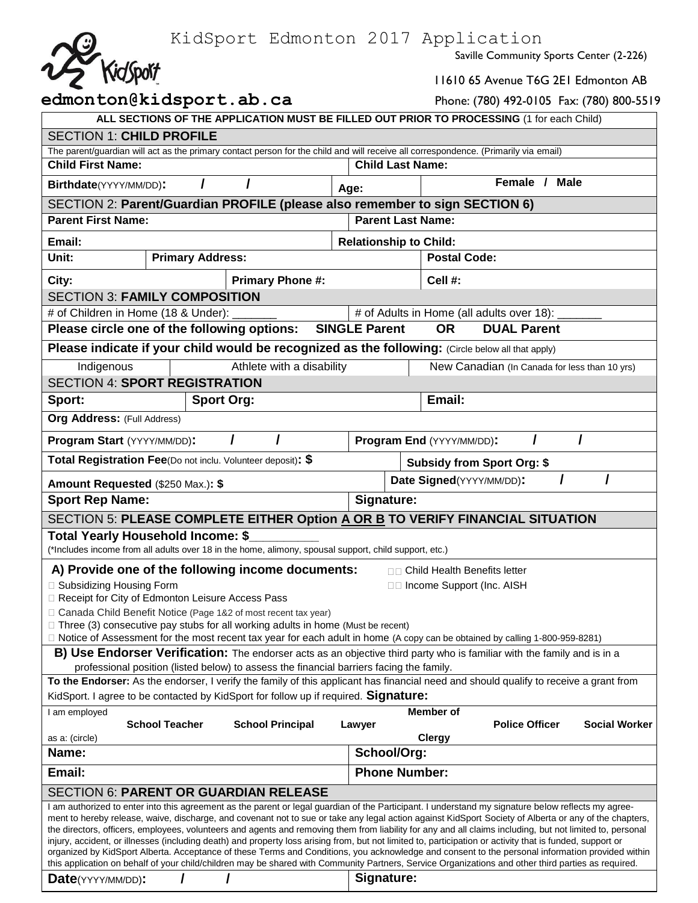# KidSport Edmonton 2017 Application

Saville Community Sports Center (2-226)

11610 65 Avenue T6G 2E1 Edmonton AB

**edmonton@kidsport.ab.ca**

Phone: (780) 492-0105 Fax: (780) 800-5519

**ALL SECTIONS OF THE APPLICATION MUST BE FILLED OUT PRIOR TO PROCESSING** (1 for each Child)

## SECTION 1: CHILD PROFILE

The parent/guardian will act as the primary contact person for the child and will receive all correspondence. (Primarily via email)

| | | |
|---|---|---|
| **Child First Name:** | **Child Last Name:** | |
| **Birthdate**(YYYY/MM/DD)**:** / / | **Age:** | **Female / Male** |

## SECTION 2: Parent/Guardian PROFILE (please also remember to sign SECTION 6)

| | | | |
|---|---|---|---|
| **Parent First Name:** | | **Parent Last Name:** | |
| **Email:** | | **Relationship to Child:** | |
| **Unit:** | **Primary Address:** | | **Postal Code:** |
| **City:** | **Primary Phone #:** | | **Cell #:** |

## SECTION 3: FAMILY COMPOSITION

| | |
|---|---|
| # of Children in Home (18 & Under): _______ | # of Adults in Home (all adults over 18): _______ |

**Please circle one of the following options: SINGLE Parent OR DUAL Parent**

**Please indicate if your child would be recognized as the following:** (Circle below all that apply)

| | | |
|---|---|---|
| Indigenous | Athlete with a disability | New Canadian (In Canada for less than 10 yrs) |

## SECTION 4: SPORT REGISTRATION

| | | |
|---|---|---|
| **Sport:** | **Sport Org:** | **Email:** |
| **Org Address:** (Full Address) | | |
| **Program Start** (YYYY/MM/DD)**:** / / | **Program End** (YYYY/MM/DD)**:** / / | |
| **Total Registration Fee**(Do not inclu. Volunteer deposit)**: $** | **Subsidy from Sport Org: $** | |
| **Amount Requested** ($250 Max.)**: $** | **Date Signed**(YYYY/MM/DD)**:** / / | |
| **Sport Rep Name:** | **Signature:** | |

## SECTION 5: PLEASE COMPLETE EITHER Option A OR B TO VERIFY FINANCIAL SITUATION

**Total Yearly Household Income: $__________**

(*Includes income from all adults over 18 in the home, alimony, spousal support, child support, etc.)

**A) Provide one of the following income documents:**

- ☐ Child Health Benefits letter
- ☐ Subsidizing Housing Form
- ☐ Income Support (Inc. AISH
- ☐ Receipt for City of Edmonton Leisure Access Pass
- ☐ Canada Child Benefit Notice (Page 1&2 of most recent tax year)
- ☐ Three (3) consecutive pay stubs for all working adults in home (Must be recent)
- ☐ Notice of Assessment for the most recent tax year for each adult in home (A copy can be obtained by calling 1-800-959-8281)

**B) Use Endorser Verification:** The endorser acts as an objective third party who is familiar with the family and is in a professional position (listed below) to assess the financial barriers facing the family.

**To the Endorser:** As the endorser, I verify the family of this applicant has financial need and should qualify to receive a grant from KidSport. I agree to be contacted by KidSport for follow up if required. **Signature:**

I am employed as a: (circle) **School Teacher** **School Principal** Lawyer **Member of Clergy** **Police Officer** **Social Worker**

| | |
|---|---|
| **Name:** | **School/Org:** |
| **Email:** | **Phone Number:** |

## SECTION 6: PARENT OR GUARDIAN RELEASE

I am authorized to enter into this agreement as the parent or legal guardian of the Participant. I understand my signature below reflects my agreement to hereby release, waive, discharge, and covenant not to sue or take any legal action against KidSport Society of Alberta or any of the chapters, the directors, officers, employees, volunteers and agents and removing them from liability for any and all claims including, but not limited to, personal injury, accident, or illnesses (including death) and property loss arising from, but not limited to, participation or activity that is funded, support or organized by KidSport Alberta. Acceptance of these Terms and Conditions, you acknowledge and consent to the personal information provided within this application on behalf of your child/children may be shared with Community Partners, Service Organizations and other third parties as required.

| | |
|---|---|
| **Date**(YYYY/MM/DD)**:** / / | **Signature:** |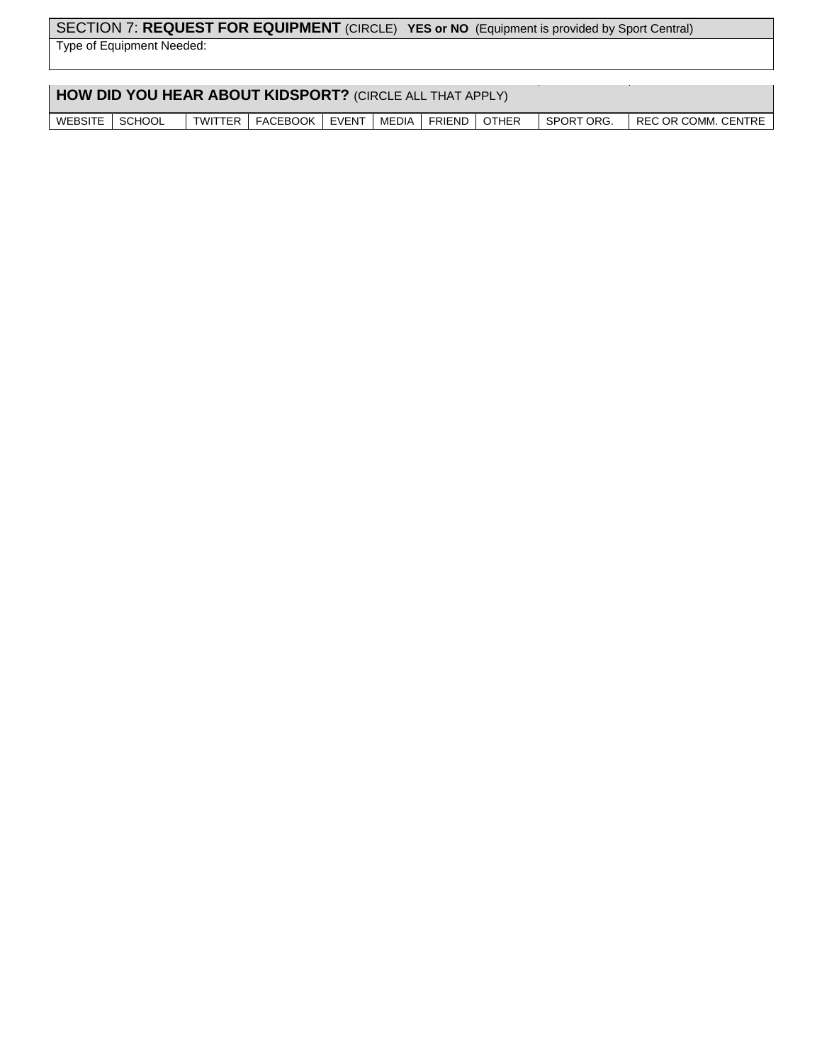## SECTION 7: **REQUEST FOR EQUIPMENT** (CIRCLE) **YES or NO** (Equipment is provided by Sport Central)

Type of Equipment Needed:

## **HOW DID YOU HEAR ABOUT KIDSPORT?** (CIRCLE ALL THAT APPLY)

| | | | | | | | | | |
|---|---|---|---|---|---|---|---|---|---|
| WEBSITE | SCHOOL | TWITTER | FACEBOOK | EVENT | MEDIA | FRIEND | OTHER | SPORT ORG. | REC OR COMM. CENTRE |